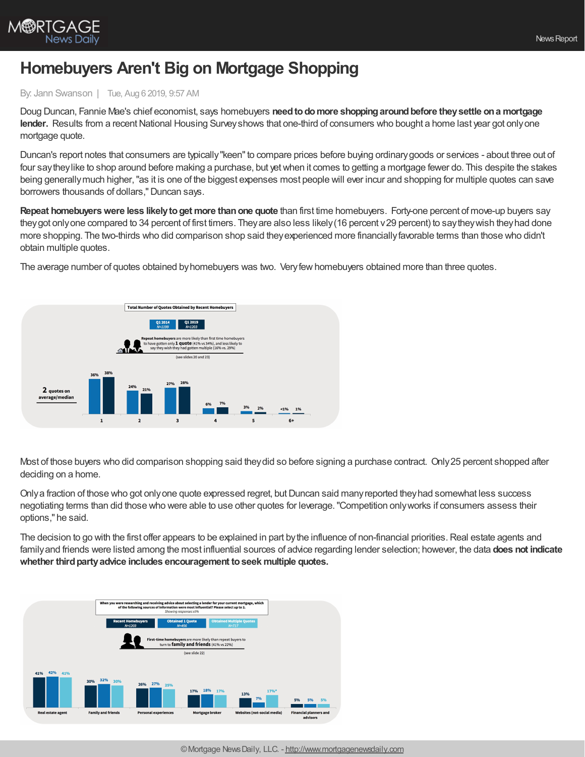# Homebuyers Aren't Big on Mortgage Shopping

By: Jann Swanson | Tue, Aug 6 2019, 9:57 AM

Doug Duncan, Fannie Mae's chief economist, says homebuyers **need to do more shopping around before they settle on a mortgage lender.** Results from a recent National Housing Survey shows that one-third of consumers who bought a home last year got only one mortgage quote.

Duncan's report notes that consumers are typically "keen" to compare prices before buying ordinary goods or services - about three out of four say they like to shop around before making a purchase, but yet when it comes to getting a mortgage fewer do. This despite the stakes being generally much higher, "as it is one of the biggest expenses most people will ever incur and shopping for multiple quotes can save borrowers thousands of dollars," Duncan says.

**Repeat homebuyers were less likely to get more than one quote** than first time homebuyers. Forty-one percent of move-up buyers say they got only one compared to 34 percent of first timers. They are also less likely (16 percent v 29 percent) to say they wish they had done more shopping. The two-thirds who did comparison shop said they experienced more financially favorable terms than those who didn't obtain multiple quotes.

The average number of quotes obtained by homebuyers was two. Very few homebuyers obtained more than three quotes.

**Total Number of Quotes Obtained by Recent Homebuyers**

Repeat homebuyers are more likely than first time homebuyers to have gotten only **1 quote** (41% vs 34%), and less likely to say they wish they had gotten multiple (16% vs. 29%)

(see slides 20 and 23)

**2** quotes on average/median

| Number of quotes | Q1 2014 (N=1199) | Q1 2019 (N=1203) |
|---|---|---|
| 1 | 36% | 38% |
| 2 | 24% | 21% |
| 3 | 27% | 28% |
| 4 | 6% | 7% |
| 5 | 3% | 2% |
| 6+ | <1% | 1% |

Most of those buyers who did comparison shopping said they did so before signing a purchase contract. Only 25 percent shopped after deciding on a home.

Only a fraction of those who got only one quote expressed regret, but Duncan said many reported they had somewhat less success negotiating terms than did those who were able to use other quotes for leverage. "Competition only works if consumers assess their options," he said.

The decision to go with the first offer appears to be explained in part by the influence of non-financial priorities. Real estate agents and family and friends were listed among the most influential sources of advice regarding lender selection; however, the data **does not indicate whether third party advice includes encouragement to seek multiple quotes.**

**When you were researching and receiving advice about selecting a lender for your current mortgage, which of the following sources of information were most influential? Please select up to 2.**
*Showing responses ≥5%*

First-time homebuyers are more likely than repeat buyers to turn to **family and friends** (41% vs 22%)

(see slide 22)

| Source | Recent Homebuyers (N=1203) | Obtained 1 Quote (N=456) | Obtained Multiple Quotes (N=717) |
|---|---|---|---|
| Real estate agent | 41% | 42% | 41% |
| Family and friends | 30% | 32% | 30% |
| Personal experiences | 26% | 27% | 25% |
| Mortgage broker | 17% | 18% | 17% |
| Websites (not-social media) | 13% | 7% | 17%* |
| Financial planners and advisors | 5% | 5% | 5% |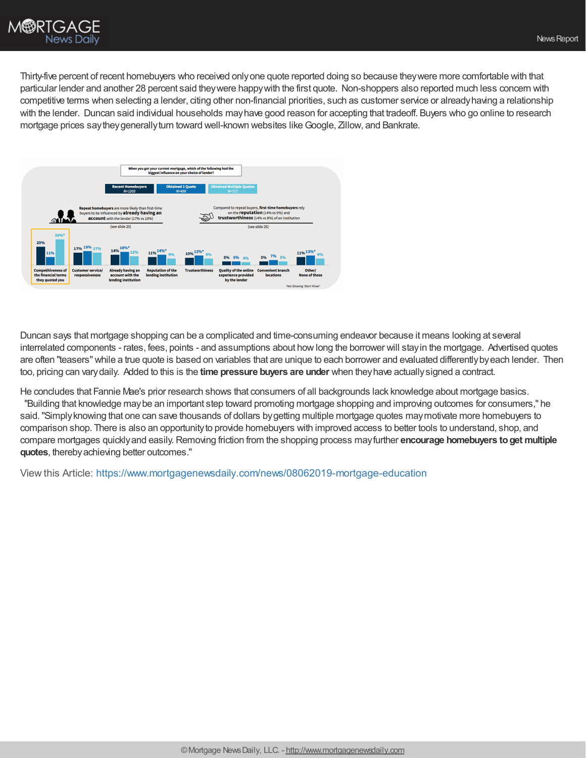Thirty-five percent of recent homebuyers who received only one quote reported doing so because they were more comfortable with that particular lender and another 28 percent said they were happy with the first quote. Non-shoppers also reported much less concern with competitive terms when selecting a lender, citing other non-financial priorities, such as customer service or already having a relationship with the lender. Duncan said individual households may have good reason for accepting that tradeoff. Buyers who go online to research mortgage prices say they generally turn toward well-known websites like Google, Zillow, and Bankrate.

When you got your current mortgage, which of the following had the biggest influence on your choice of lender?

Recent Homebuyers N=1203

Obtained 1 Quote N=456

Obtained Multiple Quotes N=717

Repeat homebuyers are more likely than first-time buyers to be influenced by already having an account with the lender (17% vs 10%)

(see slide 25)

Compared to repeat buyers, first-time homebuyers rely on the reputation (14% vs 9%) and trustworthiness (14% vs 8%) of an institution

(see slide 25)

Competitiveness of the financial terms they quoted you: 25% 11% 35%*

Customer service/ responsiveness: 17% 19% 17%

Already having an account with the lending institution: 14% 18%* 12%

Reputation of the lending institution: 11% 14%* 9%

Trustworthiness: 10% 13%* 9%

Quality of the online experience provided by the lender: 5% 5% 4%

Convenient branch locations: 5% 7% 5%

Other/ None of these: 11% 13%* 9%

*Not Showing 'Don't Know'

Duncan says that mortgage shopping can be a complicated and time-consuming endeavor because it means looking at several interrelated components - rates, fees, points - and assumptions about how long the borrower will stay in the mortgage. Advertised quotes are often "teasers" while a true quote is based on variables that are unique to each borrower and evaluated differently by each lender. Then too, pricing can vary daily. Added to this is the **time pressure buyers are under** when they have actually signed a contract.

He concludes that Fannie Mae's prior research shows that consumers of all backgrounds lack knowledge about mortgage basics. "Building that knowledge may be an important step toward promoting mortgage shopping and improving outcomes for consumers," he said. "Simply knowing that one can save thousands of dollars by getting multiple mortgage quotes may motivate more homebuyers to comparison shop. There is also an opportunity to provide homebuyers with improved access to better tools to understand, shop, and compare mortgages quickly and easily. Removing friction from the shopping process may further **encourage homebuyers to get multiple quotes**, thereby achieving better outcomes."

View this Article: https://www.mortgagenewsdaily.com/news/08062019-mortgage-education